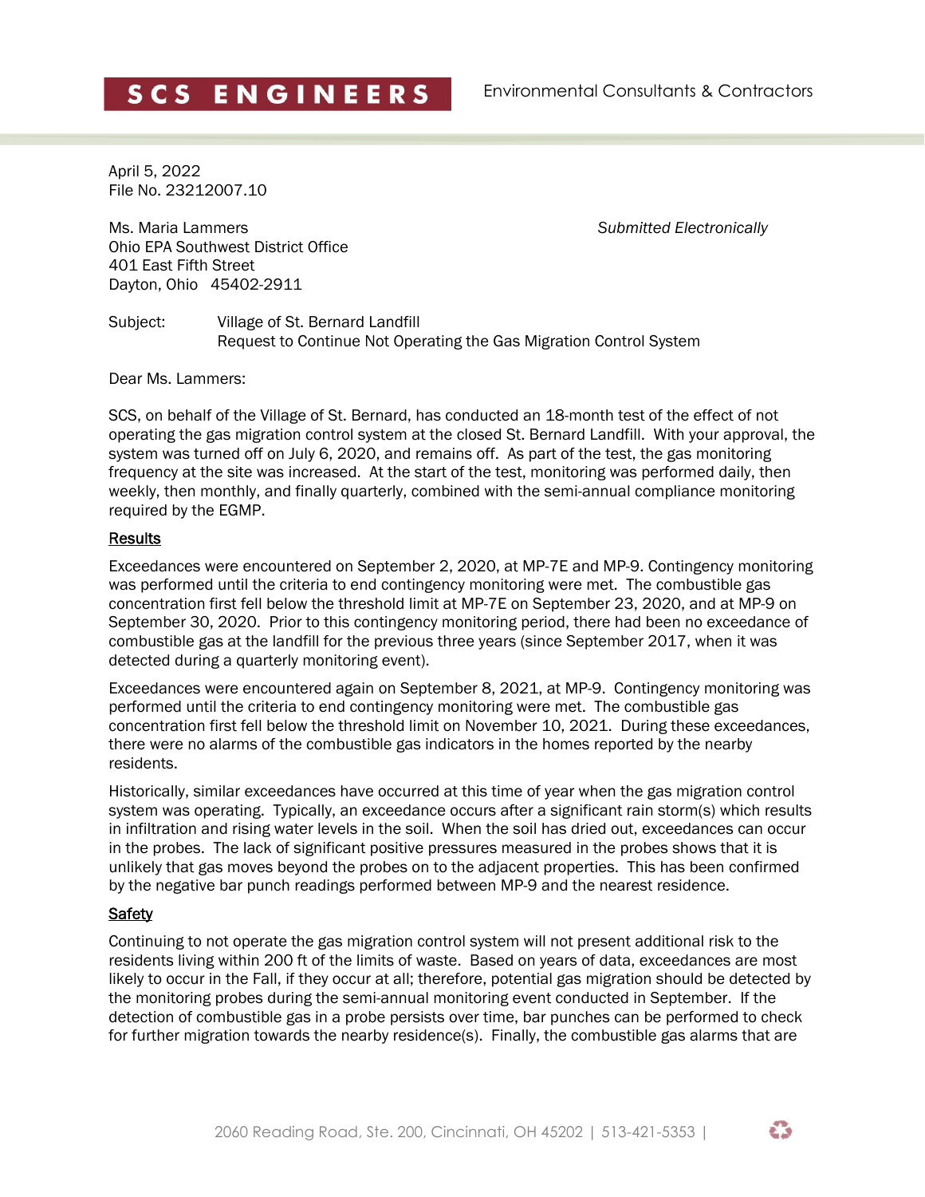SCS ENGINEERS Environmental Consultants & Contractors

April 5, 2022
File No. 23212007.10

Ms. Maria Lammers
Ohio EPA Southwest District Office
401 East Fifth Street
Dayton, Ohio 45402-2911

*Submitted Electronically*

Subject: Village of St. Bernard Landfill
Request to Continue Not Operating the Gas Migration Control System

Dear Ms. Lammers:

SCS, on behalf of the Village of St. Bernard, has conducted an 18-month test of the effect of not operating the gas migration control system at the closed St. Bernard Landfill. With your approval, the system was turned off on July 6, 2020, and remains off. As part of the test, the gas monitoring frequency at the site was increased. At the start of the test, monitoring was performed daily, then weekly, then monthly, and finally quarterly, combined with the semi-annual compliance monitoring required by the EGMP.

## Results

Exceedances were encountered on September 2, 2020, at MP-7E and MP-9. Contingency monitoring was performed until the criteria to end contingency monitoring were met. The combustible gas concentration first fell below the threshold limit at MP-7E on September 23, 2020, and at MP-9 on September 30, 2020. Prior to this contingency monitoring period, there had been no exceedance of combustible gas at the landfill for the previous three years (since September 2017, when it was detected during a quarterly monitoring event).

Exceedances were encountered again on September 8, 2021, at MP-9. Contingency monitoring was performed until the criteria to end contingency monitoring were met. The combustible gas concentration first fell below the threshold limit on November 10, 2021. During these exceedances, there were no alarms of the combustible gas indicators in the homes reported by the nearby residents.

Historically, similar exceedances have occurred at this time of year when the gas migration control system was operating. Typically, an exceedance occurs after a significant rain storm(s) which results in infiltration and rising water levels in the soil. When the soil has dried out, exceedances can occur in the probes. The lack of significant positive pressures measured in the probes shows that it is unlikely that gas moves beyond the probes on to the adjacent properties. This has been confirmed by the negative bar punch readings performed between MP-9 and the nearest residence.

## Safety

Continuing to not operate the gas migration control system will not present additional risk to the residents living within 200 ft of the limits of waste. Based on years of data, exceedances are most likely to occur in the Fall, if they occur at all; therefore, potential gas migration should be detected by the monitoring probes during the semi-annual monitoring event conducted in September. If the detection of combustible gas in a probe persists over time, bar punches can be performed to check for further migration towards the nearby residence(s). Finally, the combustible gas alarms that are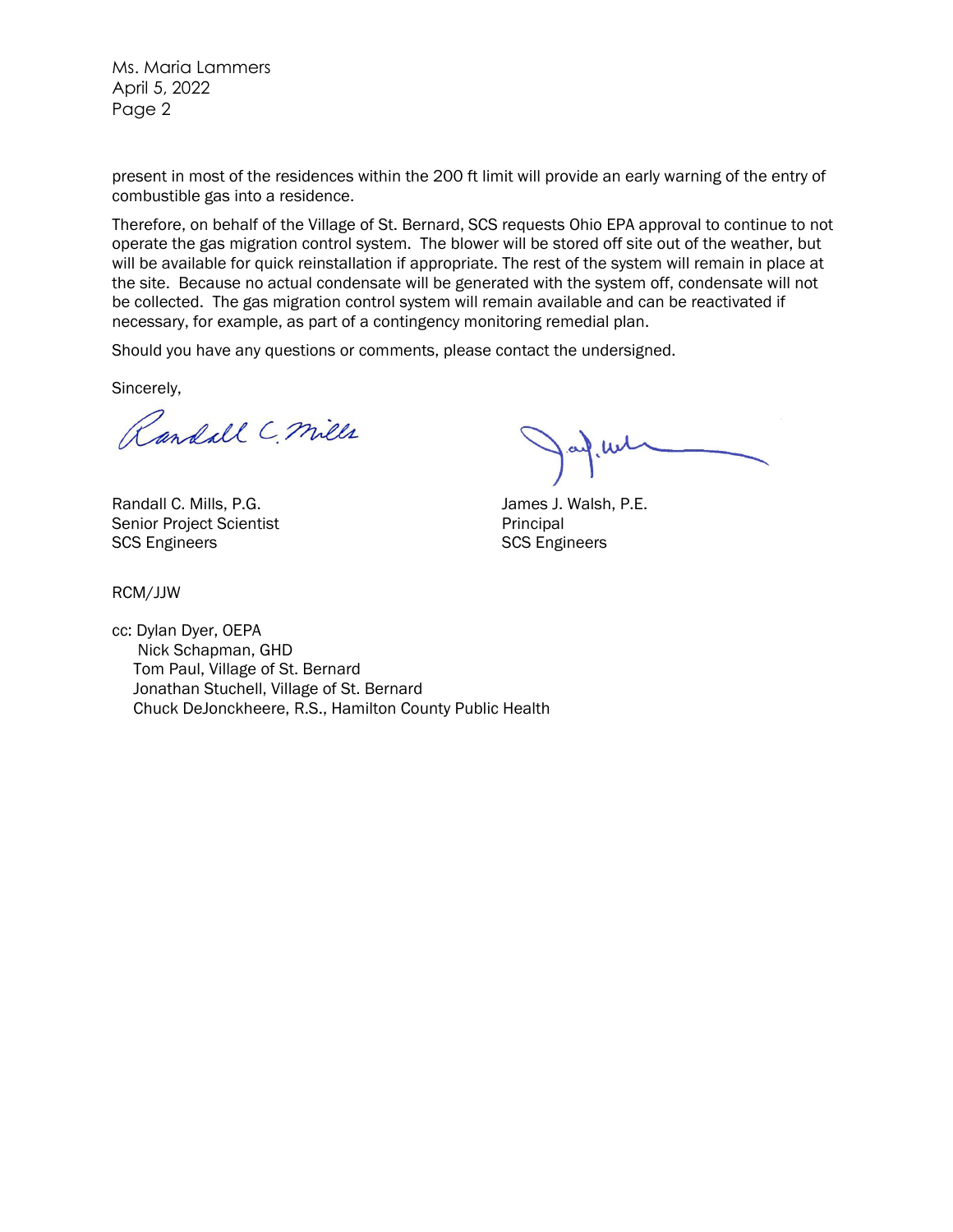present in most of the residences within the 200 ft limit will provide an early warning of the entry of combustible gas into a residence.

Therefore, on behalf of the Village of St. Bernard, SCS requests Ohio EPA approval to continue to not operate the gas migration control system. The blower will be stored off site out of the weather, but will be available for quick reinstallation if appropriate. The rest of the system will remain in place at the site. Because no actual condensate will be generated with the system off, condensate will not be collected. The gas migration control system will remain available and can be reactivated if necessary, for example, as part of a contingency monitoring remedial plan.

Should you have any questions or comments, please contact the undersigned.

Sincerely,

Randall C. Mills, P.G.
Senior Project Scientist
SCS Engineers

James J. Walsh, P.E.
Principal
SCS Engineers

RCM/JJW

cc: Dylan Dyer, OEPA
Nick Schapman, GHD
Tom Paul, Village of St. Bernard
Jonathan Stuchell, Village of St. Bernard
Chuck DeJonckheere, R.S., Hamilton County Public Health